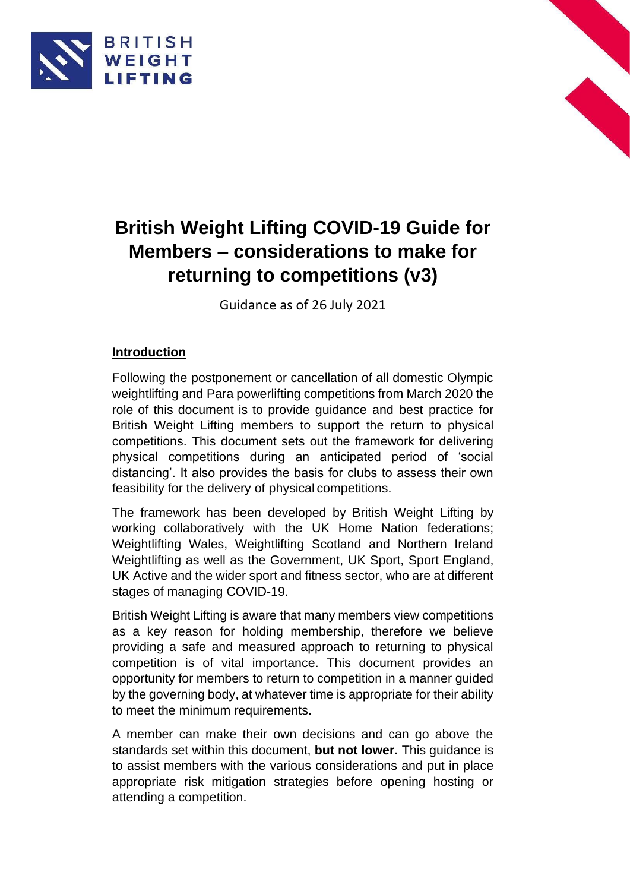# British Weight Lifting COVID-19 Guide for Members – considerations to make for returning to competitions (v3)

Guidance as of 26 July 2021

## Introduction

Following the postponement or cancellation of all domestic Olympic weightlifting and Para powerlifting competitions from March 2020 the role of this document is to provide guidance and best practice for British Weight Lifting members to support the return to physical competitions. This document sets out the framework for delivering physical competitions during an anticipated period of 'social distancing'. It also provides the basis for clubs to assess their own feasibility for the delivery of physical competitions.

The framework has been developed by British Weight Lifting by working collaboratively with the UK Home Nation federations; Weightlifting Wales, Weightlifting Scotland and Northern Ireland Weightlifting as well as the Government, UK Sport, Sport England, UK Active and the wider sport and fitness sector, who are at different stages of managing COVID-19.

British Weight Lifting is aware that many members view competitions as a key reason for holding membership, therefore we believe providing a safe and measured approach to returning to physical competition is of vital importance. This document provides an opportunity for members to return to competition in a manner guided by the governing body, at whatever time is appropriate for their ability to meet the minimum requirements.

A member can make their own decisions and can go above the standards set within this document, **but not lower.** This guidance is to assist members with the various considerations and put in place appropriate risk mitigation strategies before opening hosting or attending a competition.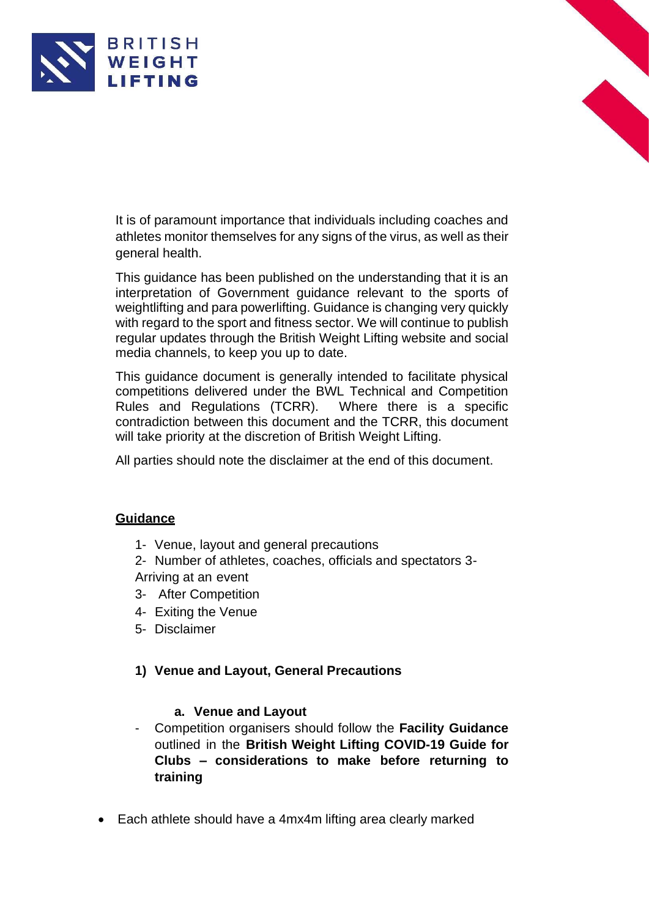It is of paramount importance that individuals including coaches and athletes monitor themselves for any signs of the virus, as well as their general health.

This guidance has been published on the understanding that it is an interpretation of Government guidance relevant to the sports of weightlifting and para powerlifting. Guidance is changing very quickly with regard to the sport and fitness sector. We will continue to publish regular updates through the British Weight Lifting website and social media channels, to keep you up to date.

This guidance document is generally intended to facilitate physical competitions delivered under the BWL Technical and Competition Rules and Regulations (TCRR). Where there is a specific contradiction between this document and the TCRR, this document will take priority at the discretion of British Weight Lifting.

All parties should note the disclaimer at the end of this document.

## Guidance

1- Venue, layout and general precautions
2- Number of athletes, coaches, officials and spectators 3- Arriving at an event
3- After Competition
4- Exiting the Venue
5- Disclaimer

### 1) Venue and Layout, General Precautions

#### a. Venue and Layout

- Competition organisers should follow the **Facility Guidance** outlined in the **British Weight Lifting COVID-19 Guide for Clubs – considerations to make before returning to training**

- Each athlete should have a 4mx4m lifting area clearly marked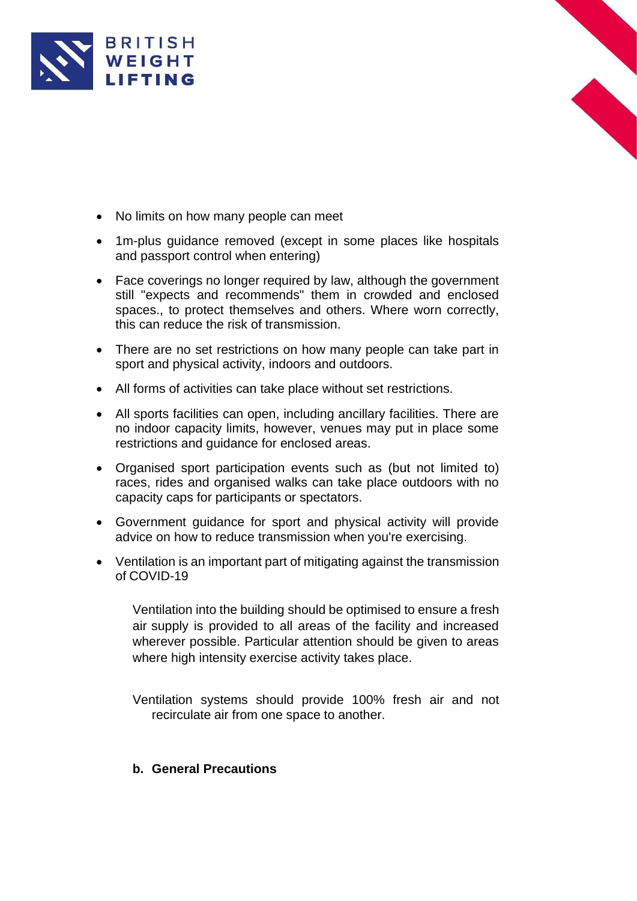- No limits on how many people can meet
- 1m-plus guidance removed (except in some places like hospitals and passport control when entering)
- Face coverings no longer required by law, although the government still "expects and recommends" them in crowded and enclosed spaces., to protect themselves and others. Where worn correctly, this can reduce the risk of transmission.
- There are no set restrictions on how many people can take part in sport and physical activity, indoors and outdoors.
- All forms of activities can take place without set restrictions.
- All sports facilities can open, including ancillary facilities. There are no indoor capacity limits, however, venues may put in place some restrictions and guidance for enclosed areas.
- Organised sport participation events such as (but not limited to) races, rides and organised walks can take place outdoors with no capacity caps for participants or spectators.
- Government guidance for sport and physical activity will provide advice on how to reduce transmission when you're exercising.
- Ventilation is an important part of mitigating against the transmission of COVID-19

  Ventilation into the building should be optimised to ensure a fresh air supply is provided to all areas of the facility and increased wherever possible. Particular attention should be given to areas where high intensity exercise activity takes place.

  Ventilation systems should provide 100% fresh air and not recirculate air from one space to another.

**b. General Precautions**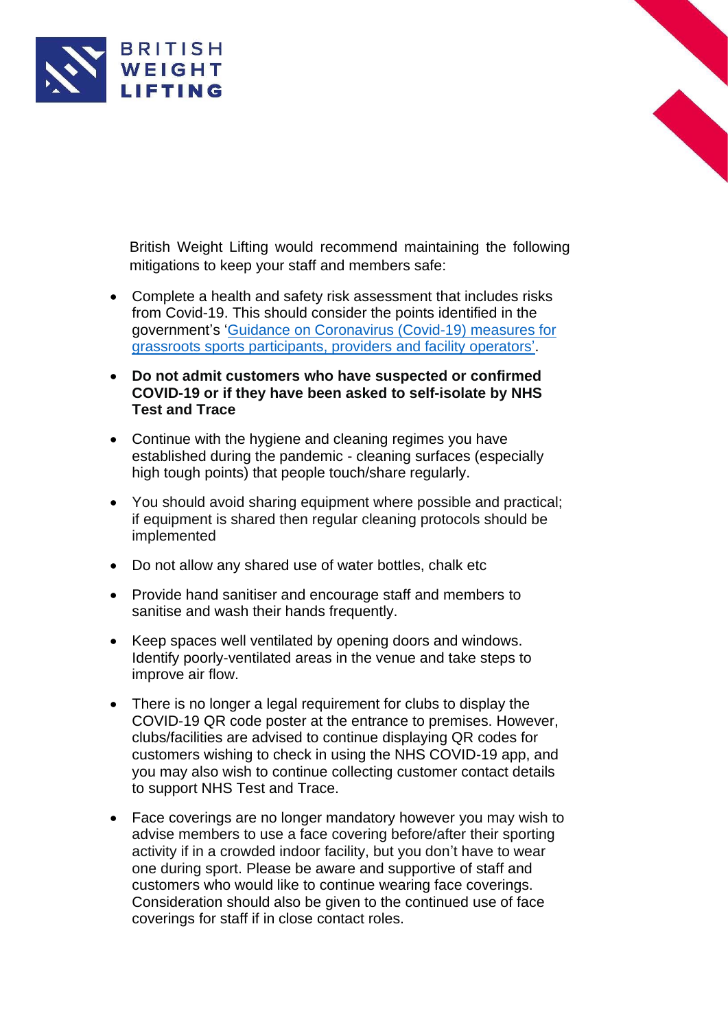British Weight Lifting would recommend maintaining the following mitigations to keep your staff and members safe:

- Complete a health and safety risk assessment that includes risks from Covid-19. This should consider the points identified in the government's '[Guidance on Coronavirus (Covid-19) measures for grassroots sports participants, providers and facility operators](#)'.

- **Do not admit customers who have suspected or confirmed COVID-19 or if they have been asked to self-isolate by NHS Test and Trace**

- Continue with the hygiene and cleaning regimes you have established during the pandemic - cleaning surfaces (especially high tough points) that people touch/share regularly.

- You should avoid sharing equipment where possible and practical; if equipment is shared then regular cleaning protocols should be implemented

- Do not allow any shared use of water bottles, chalk etc

- Provide hand sanitiser and encourage staff and members to sanitise and wash their hands frequently.

- Keep spaces well ventilated by opening doors and windows. Identify poorly-ventilated areas in the venue and take steps to improve air flow.

- There is no longer a legal requirement for clubs to display the COVID-19 QR code poster at the entrance to premises. However, clubs/facilities are advised to continue displaying QR codes for customers wishing to check in using the NHS COVID-19 app, and you may also wish to continue collecting customer contact details to support NHS Test and Trace.

- Face coverings are no longer mandatory however you may wish to advise members to use a face covering before/after their sporting activity if in a crowded indoor facility, but you don't have to wear one during sport. Please be aware and supportive of staff and customers who would like to continue wearing face coverings. Consideration should also be given to the continued use of face coverings for staff if in close contact roles.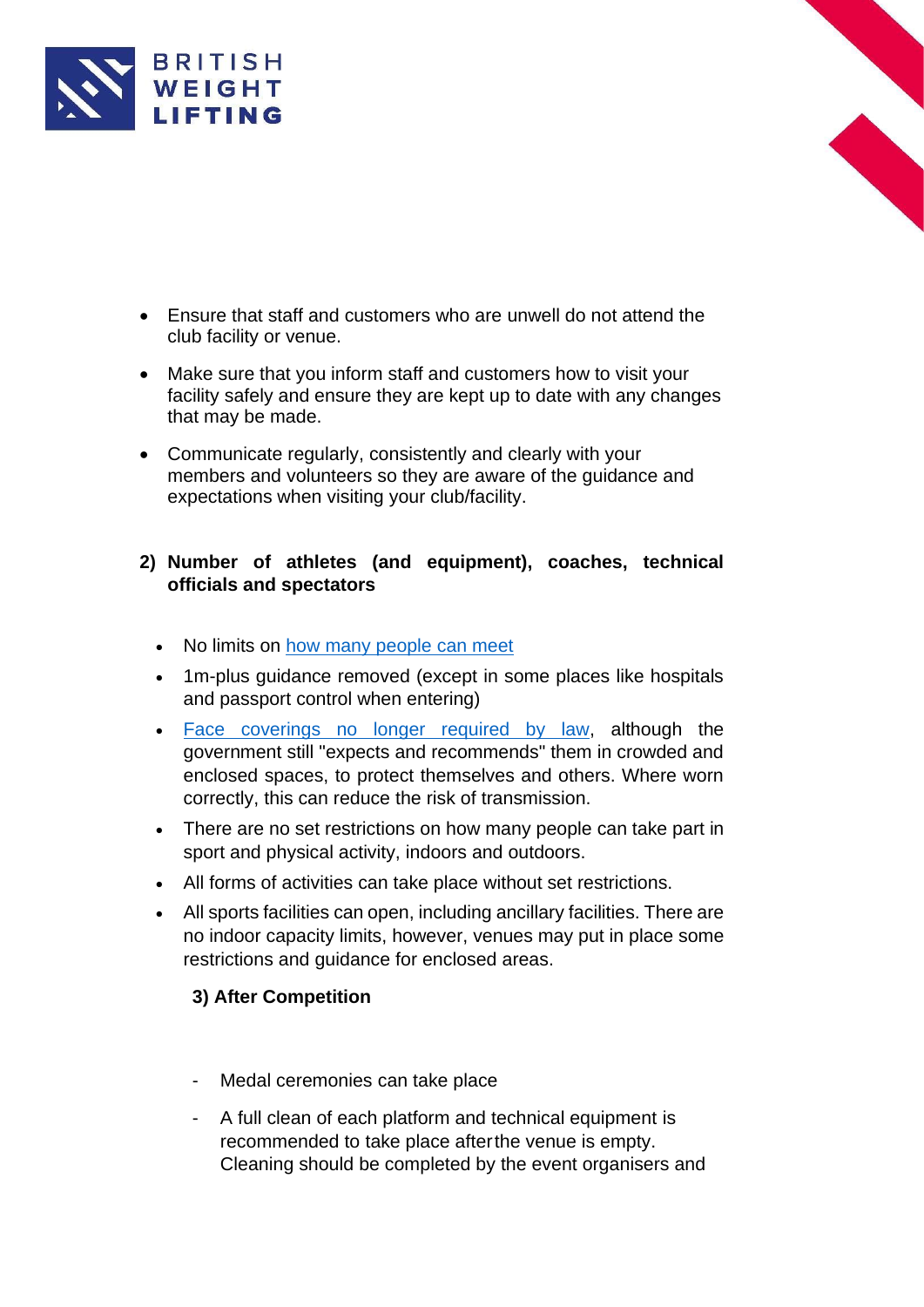- Ensure that staff and customers who are unwell do not attend the club facility or venue.
- Make sure that you inform staff and customers how to visit your facility safely and ensure they are kept up to date with any changes that may be made.
- Communicate regularly, consistently and clearly with your members and volunteers so they are aware of the guidance and expectations when visiting your club/facility.

**2) Number of athletes (and equipment), coaches, technical officials and spectators**

- No limits on how many people can meet
- 1m-plus guidance removed (except in some places like hospitals and passport control when entering)
- Face coverings no longer required by law, although the government still "expects and recommends" them in crowded and enclosed spaces, to protect themselves and others. Where worn correctly, this can reduce the risk of transmission.
- There are no set restrictions on how many people can take part in sport and physical activity, indoors and outdoors.
- All forms of activities can take place without set restrictions.
- All sports facilities can open, including ancillary facilities. There are no indoor capacity limits, however, venues may put in place some restrictions and guidance for enclosed areas.

**3) After Competition**

- Medal ceremonies can take place
- A full clean of each platform and technical equipment is recommended to take place after the venue is empty. Cleaning should be completed by the event organisers and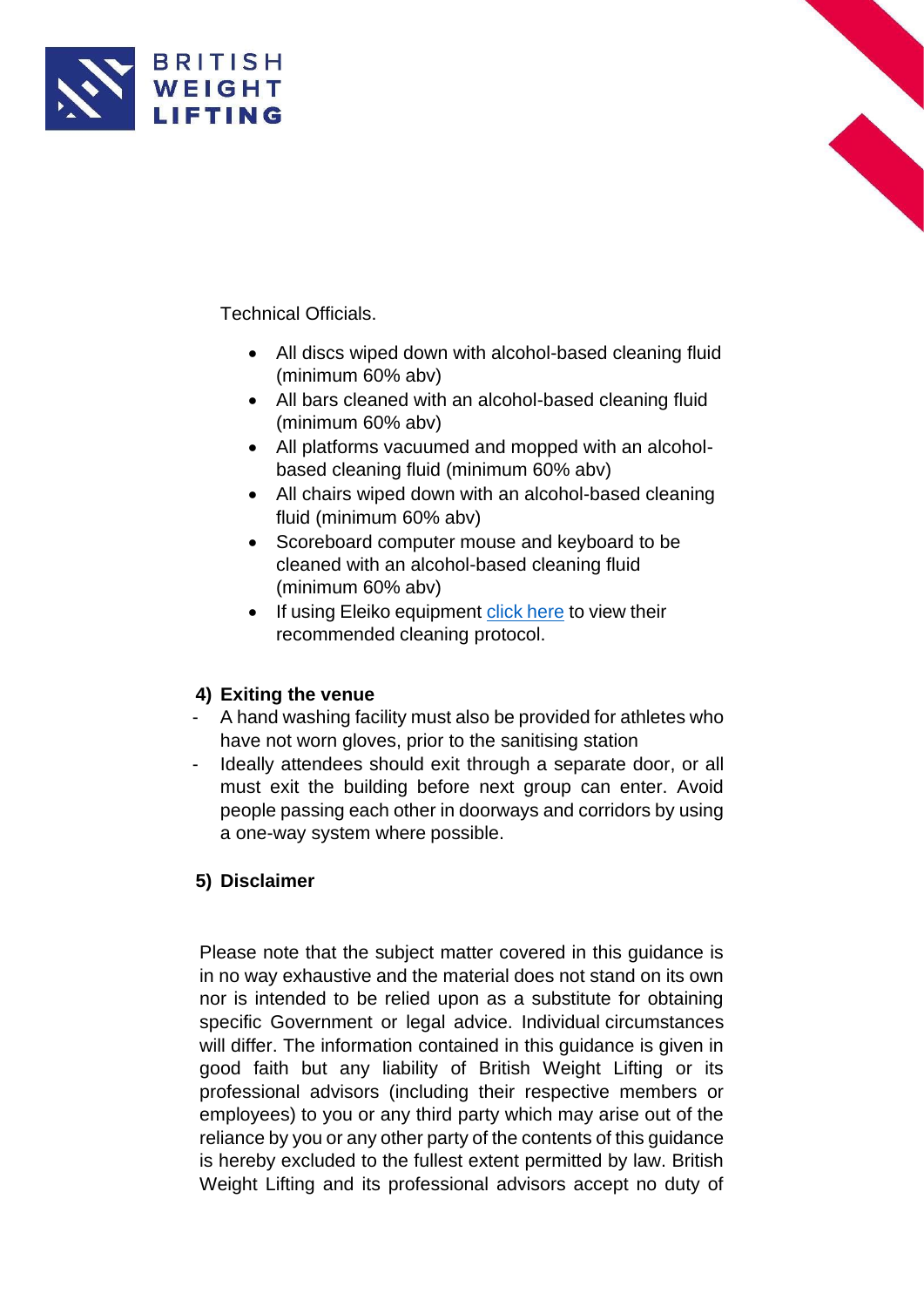Technical Officials.

- All discs wiped down with alcohol-based cleaning fluid (minimum 60% abv)
- All bars cleaned with an alcohol-based cleaning fluid (minimum 60% abv)
- All platforms vacuumed and mopped with an alcohol-based cleaning fluid (minimum 60% abv)
- All chairs wiped down with an alcohol-based cleaning fluid (minimum 60% abv)
- Scoreboard computer mouse and keyboard to be cleaned with an alcohol-based cleaning fluid (minimum 60% abv)
- If using Eleiko equipment click here to view their recommended cleaning protocol.

**4) Exiting the venue**

- A hand washing facility must also be provided for athletes who have not worn gloves, prior to the sanitising station
- Ideally attendees should exit through a separate door, or all must exit the building before next group can enter. Avoid people passing each other in doorways and corridors by using a one-way system where possible.

**5) Disclaimer**

Please note that the subject matter covered in this guidance is in no way exhaustive and the material does not stand on its own nor is intended to be relied upon as a substitute for obtaining specific Government or legal advice. Individual circumstances will differ. The information contained in this guidance is given in good faith but any liability of British Weight Lifting or its professional advisors (including their respective members or employees) to you or any third party which may arise out of the reliance by you or any other party of the contents of this guidance is hereby excluded to the fullest extent permitted by law. British Weight Lifting and its professional advisors accept no duty of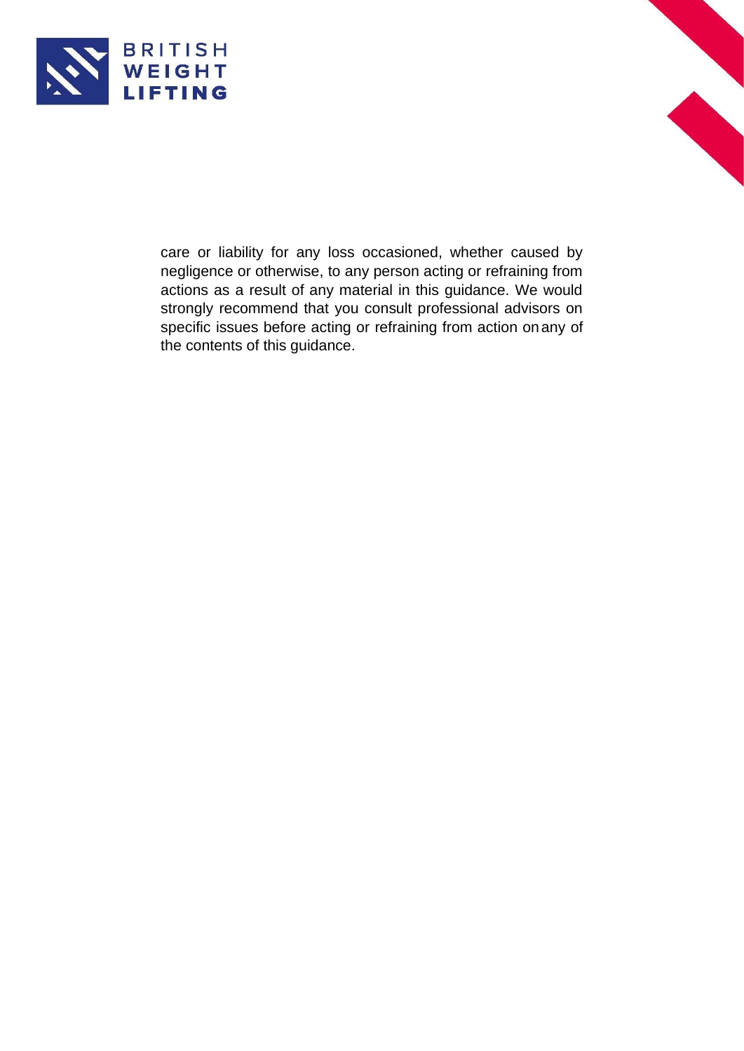care or liability for any loss occasioned, whether caused by negligence or otherwise, to any person acting or refraining from actions as a result of any material in this guidance. We would strongly recommend that you consult professional advisors on specific issues before acting or refraining from action on any of the contents of this guidance.